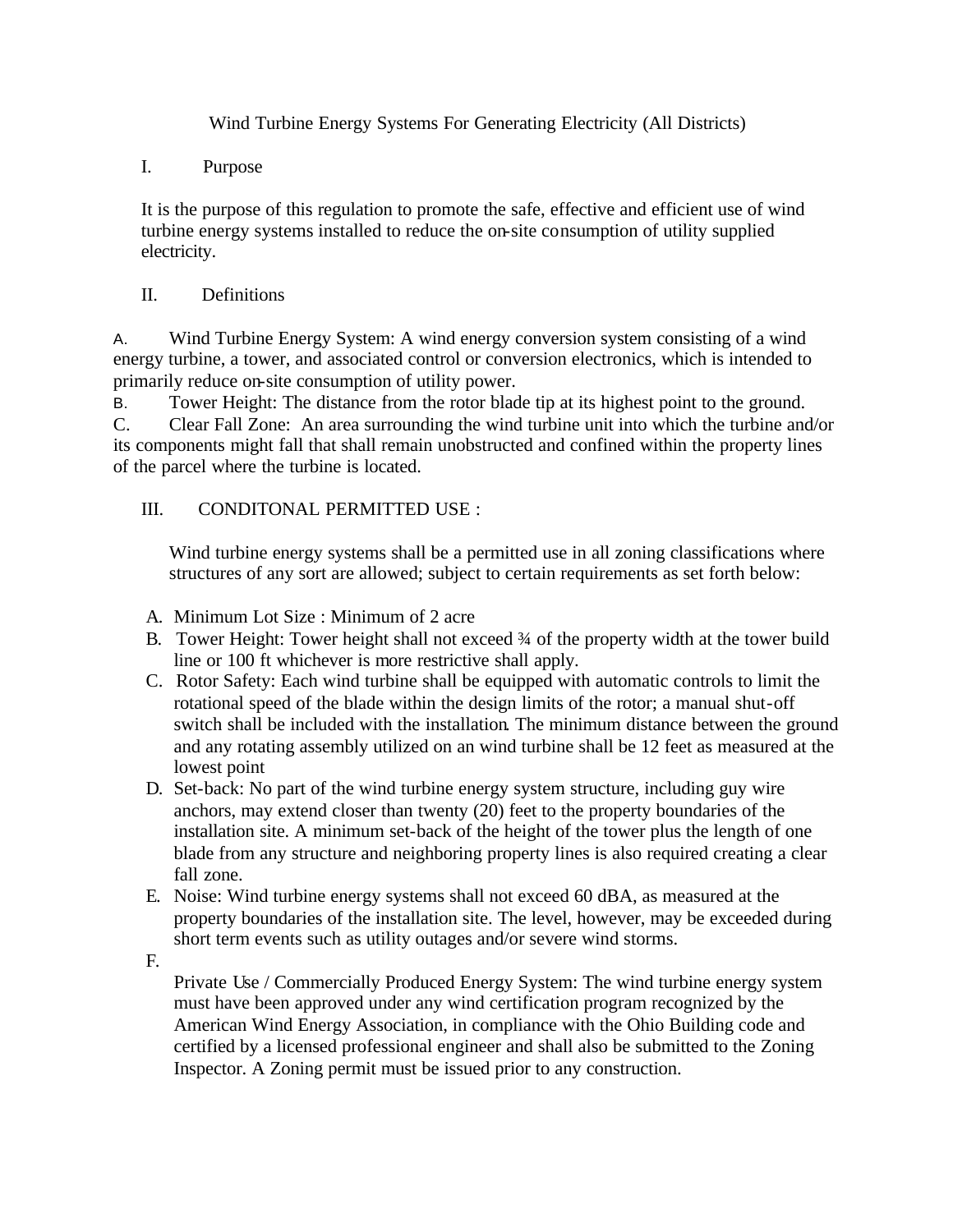# Wind Turbine Energy Systems For Generating Electricity (All Districts)

## I. Purpose

It is the purpose of this regulation to promote the safe, effective and efficient use of wind turbine energy systems installed to reduce the on-site consumption of utility supplied electricity.

## II. Definitions

A. Wind Turbine Energy System: A wind energy conversion system consisting of a wind energy turbine, a tower, and associated control or conversion electronics, which is intended to primarily reduce on-site consumption of utility power.

B. Tower Height: The distance from the rotor blade tip at its highest point to the ground.

C. Clear Fall Zone: An area surrounding the wind turbine unit into which the turbine and/or its components might fall that shall remain unobstructed and confined within the property lines of the parcel where the turbine is located.

## III. CONDITONAL PERMITTED USE :

Wind turbine energy systems shall be a permitted use in all zoning classifications where structures of any sort are allowed; subject to certain requirements as set forth below:

A. Minimum Lot Size : Minimum of 2 acre

B. Tower Height: Tower height shall not exceed ¾ of the property width at the tower build line or 100 ft whichever is more restrictive shall apply.

C. Rotor Safety: Each wind turbine shall be equipped with automatic controls to limit the rotational speed of the blade within the design limits of the rotor; a manual shut-off switch shall be included with the installation. The minimum distance between the ground and any rotating assembly utilized on an wind turbine shall be 12 feet as measured at the lowest point

D. Set-back: No part of the wind turbine energy system structure, including guy wire anchors, may extend closer than twenty (20) feet to the property boundaries of the installation site. A minimum set-back of the height of the tower plus the length of one blade from any structure and neighboring property lines is also required creating a clear fall zone.

E. Noise: Wind turbine energy systems shall not exceed 60 dBA, as measured at the property boundaries of the installation site. The level, however, may be exceeded during short term events such as utility outages and/or severe wind storms.

F. Private Use / Commercially Produced Energy System: The wind turbine energy system must have been approved under any wind certification program recognized by the American Wind Energy Association, in compliance with the Ohio Building code and certified by a licensed professional engineer and shall also be submitted to the Zoning Inspector. A Zoning permit must be issued prior to any construction.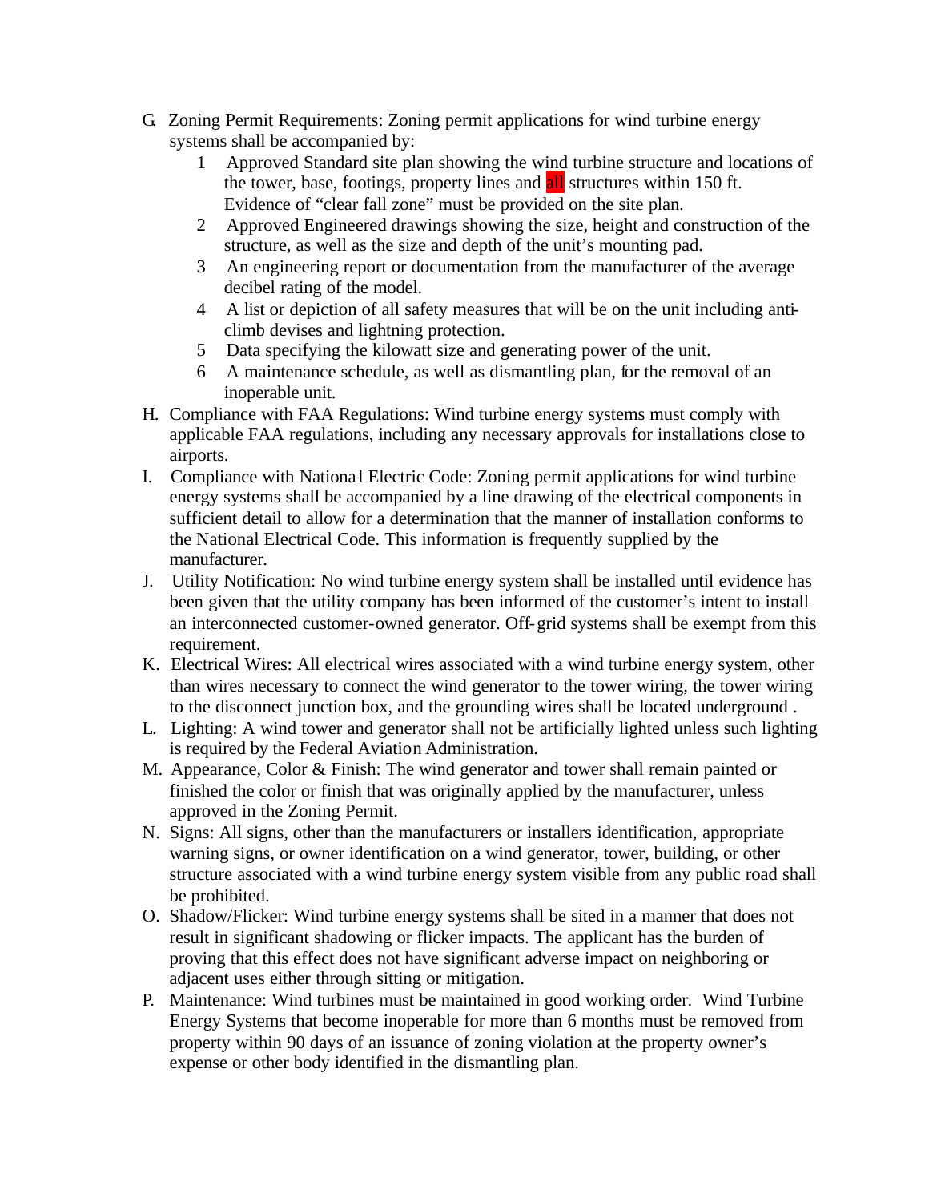G. Zoning Permit Requirements: Zoning permit applications for wind turbine energy systems shall be accompanied by:

   1. Approved Standard site plan showing the wind turbine structure and locations of the tower, base, footings, property lines and all structures within 150 ft. Evidence of "clear fall zone" must be provided on the site plan.
   2. Approved Engineered drawings showing the size, height and construction of the structure, as well as the size and depth of the unit's mounting pad.
   3. An engineering report or documentation from the manufacturer of the average decibel rating of the model.
   4. A list or depiction of all safety measures that will be on the unit including anti-climb devises and lightning protection.
   5. Data specifying the kilowatt size and generating power of the unit.
   6. A maintenance schedule, as well as dismantling plan, for the removal of an inoperable unit.

H. Compliance with FAA Regulations: Wind turbine energy systems must comply with applicable FAA regulations, including any necessary approvals for installations close to airports.

I. Compliance with National Electric Code: Zoning permit applications for wind turbine energy systems shall be accompanied by a line drawing of the electrical components in sufficient detail to allow for a determination that the manner of installation conforms to the National Electrical Code. This information is frequently supplied by the manufacturer.

J. Utility Notification: No wind turbine energy system shall be installed until evidence has been given that the utility company has been informed of the customer's intent to install an interconnected customer-owned generator. Off-grid systems shall be exempt from this requirement.

K. Electrical Wires: All electrical wires associated with a wind turbine energy system, other than wires necessary to connect the wind generator to the tower wiring, the tower wiring to the disconnect junction box, and the grounding wires shall be located underground .

L. Lighting: A wind tower and generator shall not be artificially lighted unless such lighting is required by the Federal Aviation Administration.

M. Appearance, Color & Finish: The wind generator and tower shall remain painted or finished the color or finish that was originally applied by the manufacturer, unless approved in the Zoning Permit.

N. Signs: All signs, other than the manufacturers or installers identification, appropriate warning signs, or owner identification on a wind generator, tower, building, or other structure associated with a wind turbine energy system visible from any public road shall be prohibited.

O. Shadow/Flicker: Wind turbine energy systems shall be sited in a manner that does not result in significant shadowing or flicker impacts. The applicant has the burden of proving that this effect does not have significant adverse impact on neighboring or adjacent uses either through sitting or mitigation.

P. Maintenance: Wind turbines must be maintained in good working order. Wind Turbine Energy Systems that become inoperable for more than 6 months must be removed from property within 90 days of an issuance of zoning violation at the property owner's expense or other body identified in the dismantling plan.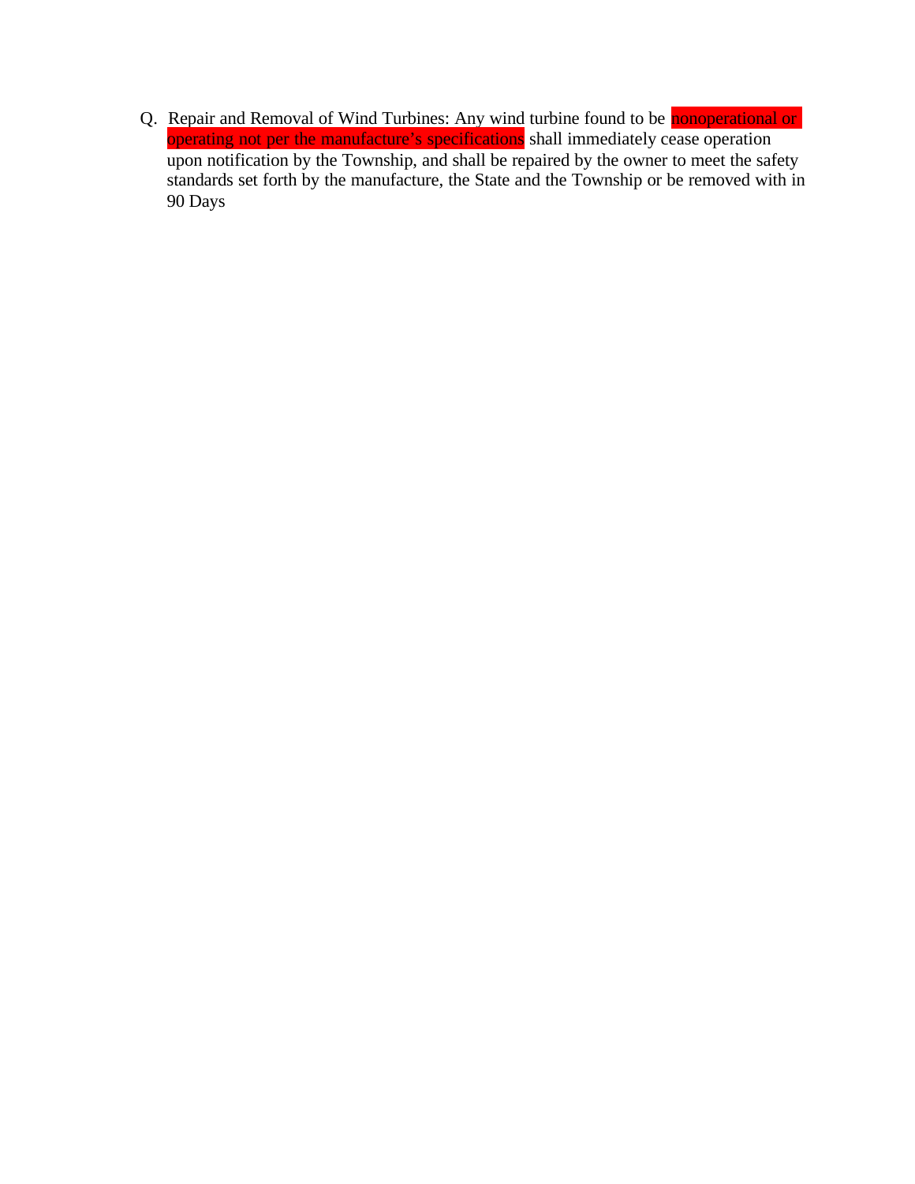Q. Repair and Removal of Wind Turbines: Any wind turbine found to be nonoperational or operating not per the manufacture's specifications shall immediately cease operation upon notification by the Township, and shall be repaired by the owner to meet the safety standards set forth by the manufacture, the State and the Township or be removed with in 90 Days